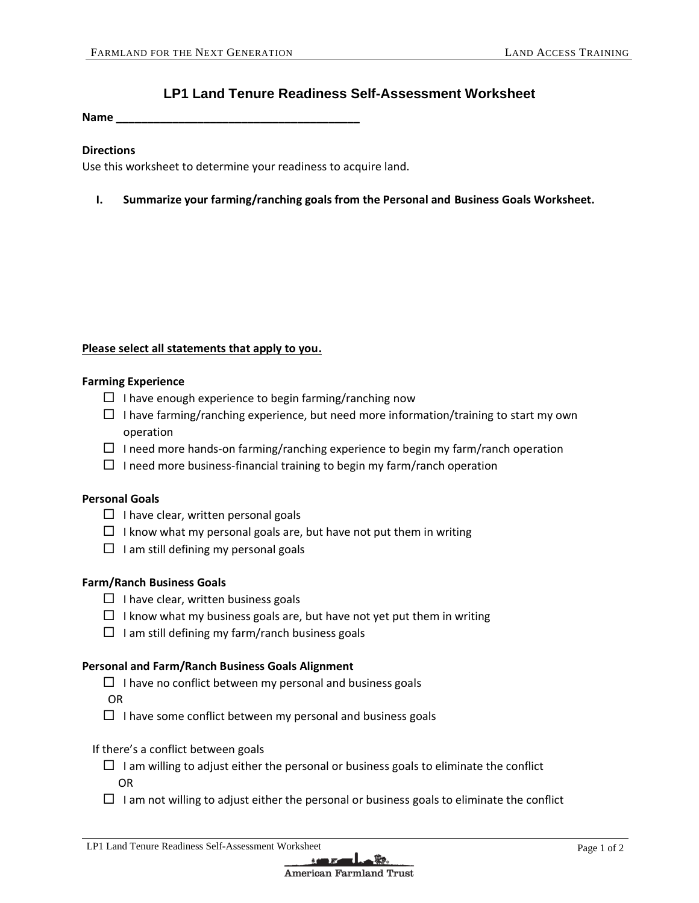# LP1 Land Tenure Readiness Self-Assessment Worksheet

**Name ________________________________________**

**Directions**

Use this worksheet to determine your readiness to acquire land.

**I. Summarize your farming/ranching goals from the Personal and Business Goals Worksheet.**

**Please select all statements that apply to you.**

**Farming Experience**

- ☐ I have enough experience to begin farming/ranching now
- ☐ I have farming/ranching experience, but need more information/training to start my own operation
- ☐ I need more hands-on farming/ranching experience to begin my farm/ranch operation
- ☐ I need more business-financial training to begin my farm/ranch operation

**Personal Goals**

- ☐ I have clear, written personal goals
- ☐ I know what my personal goals are, but have not put them in writing
- ☐ I am still defining my personal goals

**Farm/Ranch Business Goals**

- ☐ I have clear, written business goals
- ☐ I know what my business goals are, but have not yet put them in writing
- ☐ I am still defining my farm/ranch business goals

**Personal and Farm/Ranch Business Goals Alignment**

- ☐ I have no conflict between my personal and business goals

OR

- ☐ I have some conflict between my personal and business goals

If there's a conflict between goals

- ☐ I am willing to adjust either the personal or business goals to eliminate the conflict

OR

- ☐ I am not willing to adjust either the personal or business goals to eliminate the conflict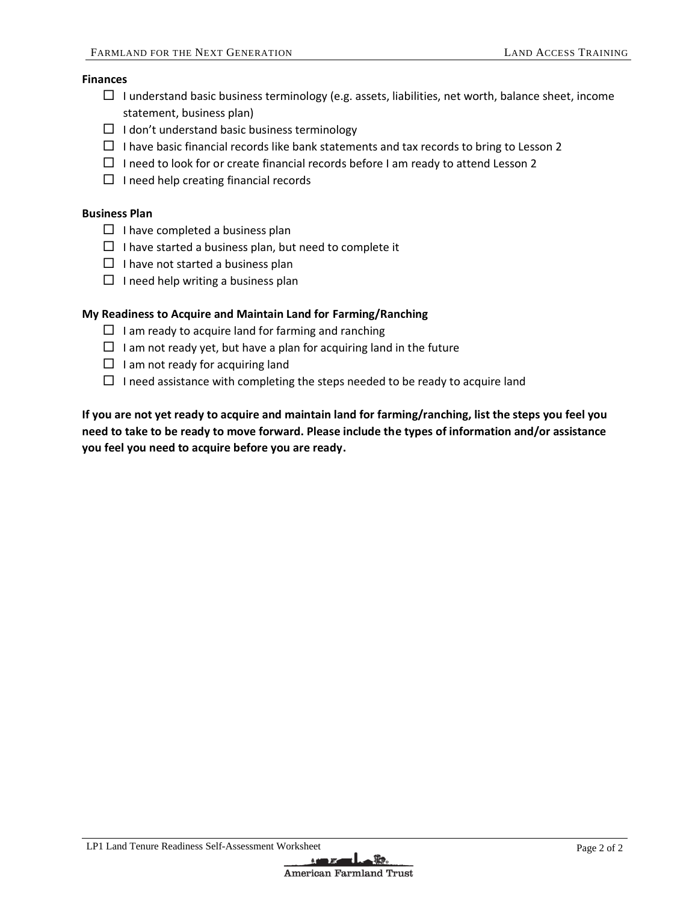**Finances**

- ☐ I understand basic business terminology (e.g. assets, liabilities, net worth, balance sheet, income statement, business plan)
- ☐ I don't understand basic business terminology
- ☐ I have basic financial records like bank statements and tax records to bring to Lesson 2
- ☐ I need to look for or create financial records before I am ready to attend Lesson 2
- ☐ I need help creating financial records

**Business Plan**

- ☐ I have completed a business plan
- ☐ I have started a business plan, but need to complete it
- ☐ I have not started a business plan
- ☐ I need help writing a business plan

**My Readiness to Acquire and Maintain Land for Farming/Ranching**

- ☐ I am ready to acquire land for farming and ranching
- ☐ I am not ready yet, but have a plan for acquiring land in the future
- ☐ I am not ready for acquiring land
- ☐ I need assistance with completing the steps needed to be ready to acquire land

**If you are not yet ready to acquire and maintain land for farming/ranching, list the steps you feel you need to take to be ready to move forward. Please include the types of information and/or assistance you feel you need to acquire before you are ready.**